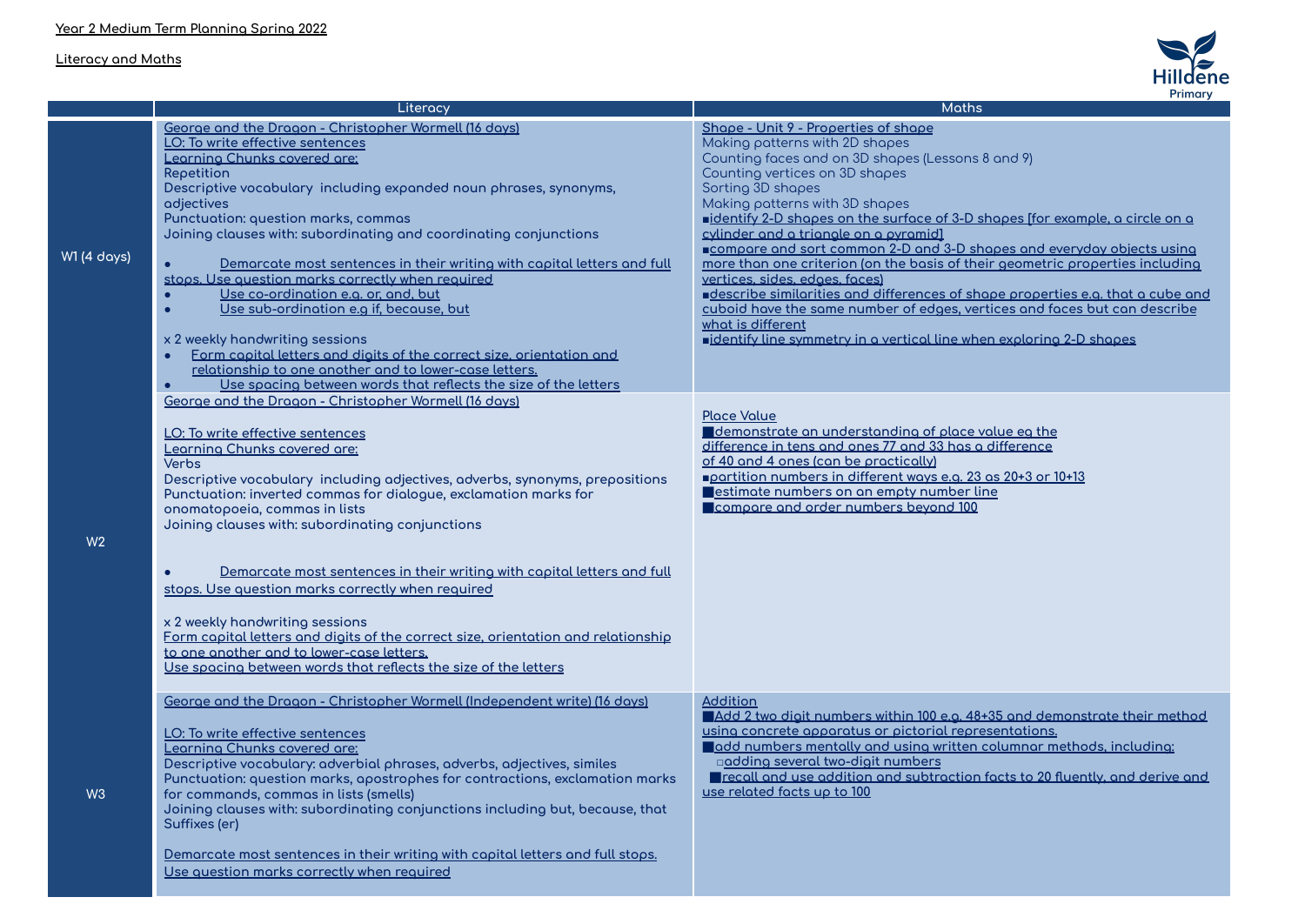Year 2 Medium Term Planning Spring 2022

Literacy and Maths

| | Literacy | Maths |
| --- | --- | --- |
| W1 (4 days) | George and the Dragon - Christopher Wormell (16 days)<br>LO: To write effective sentences<br>Learning Chunks covered are:<br>Repetition<br>Descriptive vocabulary including expanded noun phrases, synonyms, adjectives<br>Punctuation: question marks, commas<br>Joining clauses with: subordinating and coordinating conjunctions<br><br>• Demarcate most sentences in their writing with capital letters and full stops. Use question marks correctly when required<br>• Use co-ordination e.g. or, and, but<br>• Use sub-ordination e.g if, because, but<br><br>x 2 weekly handwriting sessions<br>• Form capital letters and digits of the correct size, orientation and relationship to one another and to lower-case letters.<br>• Use spacing between words that reflects the size of the letters | Shape - Unit 9 - Properties of shape<br>Making patterns with 2D shapes<br>Counting faces and on 3D shapes (Lessons 8 and 9)<br>Counting vertices on 3D shapes<br>Sorting 3D shapes<br>Making patterns with 3D shapes<br>▪identify 2-D shapes on the surface of 3-D shapes [for example, a circle on a cylinder and a triangle on a pyramid]<br>▪compare and sort common 2-D and 3-D shapes and everyday objects using more than one criterion (on the basis of their geometric properties including vertices, sides, edges, faces)<br>▪describe similarities and differences of shape properties e.g. that a cube and cuboid have the same number of edges, vertices and faces but can describe what is different<br>▪identify line symmetry in a vertical line when exploring 2-D shapes |
| W2 | George and the Dragon - Christopher Wormell (16 days)<br><br>LO: To write effective sentences<br>Learning Chunks covered are:<br>Verbs<br>Descriptive vocabulary including adjectives, adverbs, synonyms, prepositions<br>Punctuation: inverted commas for dialogue, exclamation marks for onomatopoeia, commas in lists<br>Joining clauses with: subordinating conjunctions<br><br>• Demarcate most sentences in their writing with capital letters and full stops. Use question marks correctly when required<br><br>x 2 weekly handwriting sessions<br>Form capital letters and digits of the correct size, orientation and relationship to one another and to lower-case letters.<br>Use spacing between words that reflects the size of the letters | Place Value<br>■demonstrate an understanding of place value eg the difference in tens and ones 77 and 33 has a difference of 40 and 4 ones (can be practically)<br>▪partition numbers in different ways e.g. 23 as 20+3 or 10+13<br>■estimate numbers on an empty number line<br>■compare and order numbers beyond 100 |
| W3 | George and the Dragon - Christopher Wormell (Independent write) (16 days)<br><br>LO: To write effective sentences<br>Learning Chunks covered are:<br>Descriptive vocabulary: adverbial phrases, adverbs, adjectives, similes<br>Punctuation: question marks, apostrophes for contractions, exclamation marks for commands, commas in lists (smells)<br>Joining clauses with: subordinating conjunctions including but, because, that<br>Suffixes (er)<br><br>Demarcate most sentences in their writing with capital letters and full stops. Use question marks correctly when required | Addition<br>■Add 2 two digit numbers within 100 e.g. 48+35 and demonstrate their method using concrete apparatus or pictorial representations.<br>■add numbers mentally and using written columnar methods, including:<br>▫adding several two-digit numbers<br>■recall and use addition and subtraction facts to 20 fluently, and derive and use related facts up to 100 |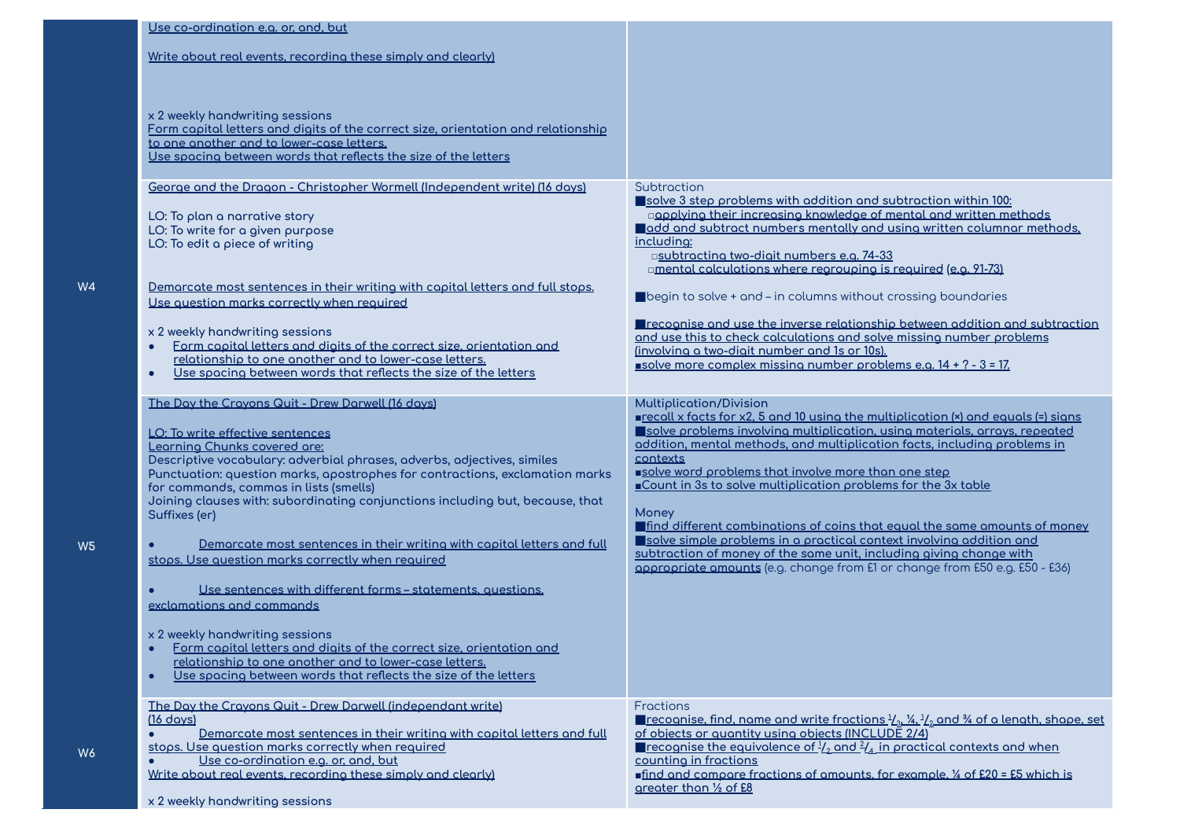| | | |
|---|---|---|
| | Use co-ordination e.g. or, and, but<br><br>Write about real events, recording these simply and clearly)<br><br>x 2 weekly handwriting sessions<br>Form capital letters and digits of the correct size, orientation and relationship to one another and to lower-case letters.<br>Use spacing between words that reflects the size of the letters | |
| W4 | George and the Dragon - Christopher Wormell (Independent write) (16 days)<br><br>LO: To plan a narrative story<br>LO: To write for a given purpose<br>LO: To edit a piece of writing<br><br>Demarcate most sentences in their writing with capital letters and full stops.<br>Use question marks correctly when required<br><br>x 2 weekly handwriting sessions<br>• Form capital letters and digits of the correct size, orientation and relationship to one another and to lower-case letters.<br>• Use spacing between words that reflects the size of the letters | Subtraction<br>■solve 3 step problems with addition and subtraction within 100:<br>□applying their increasing knowledge of mental and written methods<br>■add and subtract numbers mentally and using written columnar methods, including:<br>□subtracting two-digit numbers e.g. 74-33<br>□mental calculations where regrouping is required (e.g. 91-73)<br><br>■begin to solve + and – in columns without crossing boundaries<br><br>■recognise and use the inverse relationship between addition and subtraction and use this to check calculations and solve missing number problems (involving a two-digit number and 1s or 10s).<br>■solve more complex missing number problems e.g. 14 + ? - 3 = 17. |
| W5 | The Day the Crayons Quit - Drew Darwell (16 days)<br><br>LO: To write effective sentences<br>Learning Chunks covered are:<br>Descriptive vocabulary: adverbial phrases, adverbs, adjectives, similes<br>Punctuation: question marks, apostrophes for contractions, exclamation marks for commands, commas in lists (smells)<br>Joining clauses with: subordinating conjunctions including but, because, that<br>Suffixes (er)<br><br>• Demarcate most sentences in their writing with capital letters and full stops. Use question marks correctly when required<br><br>• Use sentences with different forms – statements, questions, exclamations and commands<br><br>x 2 weekly handwriting sessions<br>• Form capital letters and digits of the correct size, orientation and relationship to one another and to lower-case letters.<br>• Use spacing between words that reflects the size of the letters | Multiplication/Division<br>■recall x facts for x2, 5 and 10 using the multiplication (×) and equals (=) signs<br>■solve problems involving multiplication, using materials, arrays, repeated addition, mental methods, and multiplication facts, including problems in contexts<br>■solve word problems that involve more than one step<br>■Count in 3s to solve multiplication problems for the 3x table<br><br>Money<br>■find different combinations of coins that equal the same amounts of money<br>■solve simple problems in a practical context involving addition and subtraction of money of the same unit, including giving change with appropriate amounts (e.g. change from £1 or change from £50 e.g. £50 - £36) |
| W6 | The Day the Crayons Quit - Drew Darwell (independant write) (16 days)<br>• Demarcate most sentences in their writing with capital letters and full stops. Use question marks correctly when required<br>• Use co-ordination e.g. or, and, but<br>Write about real events, recording these simply and clearly)<br><br>x 2 weekly handwriting sessions | Fractions<br>■recognise, find, name and write fractions $^1/_3$, ¼, $^1/_2$ and ¾ of a length, shape, set of objects or quantity using objects (INCLUDE 2/4)<br>■recognise the equivalence of $^1/_2$ and $^2/_4$ in practical contexts and when counting in fractions<br>■find and compare fractions of amounts, for example, ¼ of £20 = £5 which is greater than ½ of £8 |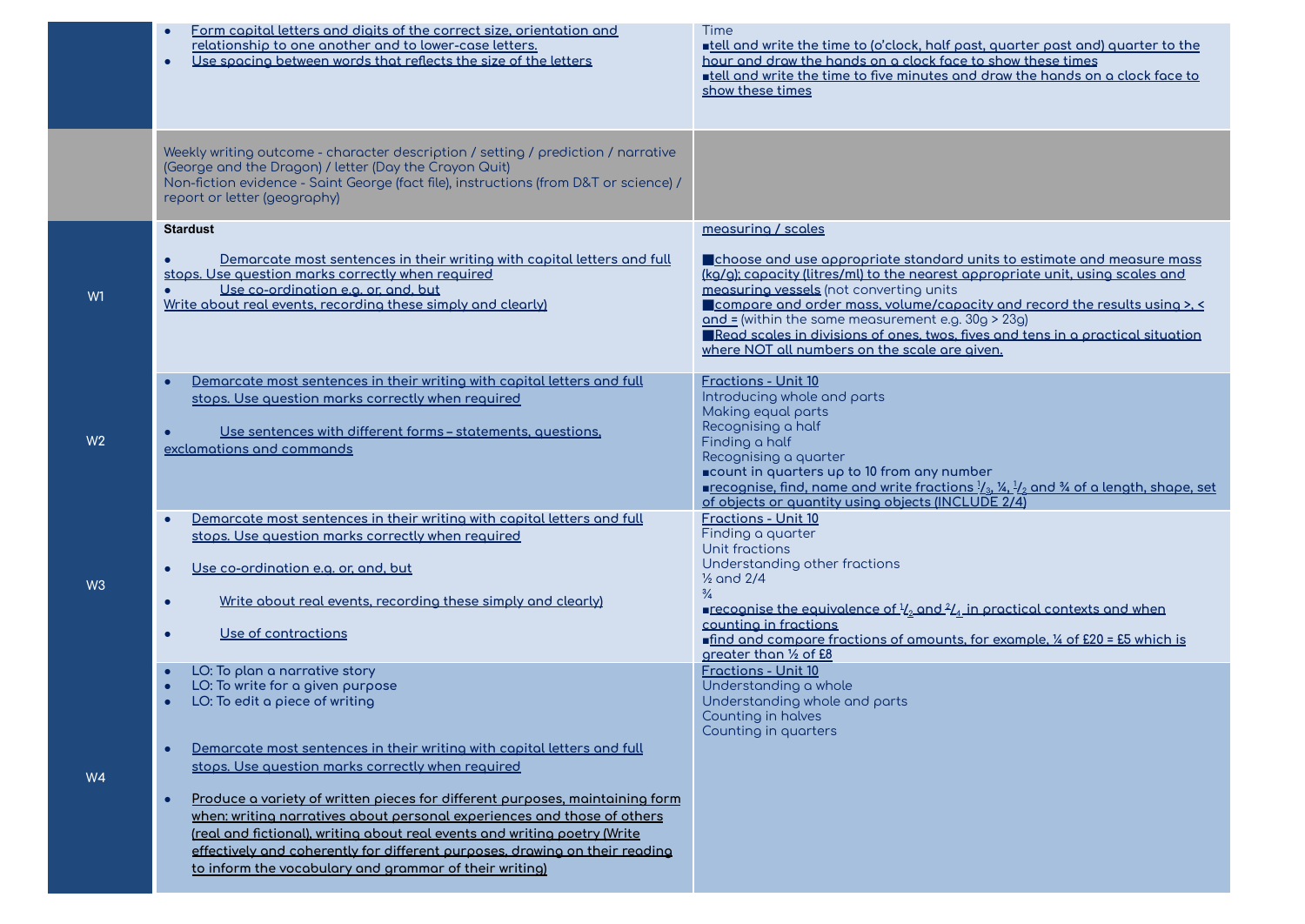| | | |
|---|---|---|
| | • Form capital letters and digits of the correct size, orientation and relationship to one another and to lower-case letters.<br>• Use spacing between words that reflects the size of the letters | Time<br>▪tell and write the time to (o'clock, half past, quarter past and) quarter to the hour and draw the hands on a clock face to show these times<br>▪tell and write the time to five minutes and draw the hands on a clock face to show these times |
| | Weekly writing outcome - character description / setting / prediction / narrative (George and the Dragon) / letter (Day the Crayon Quit)<br>Non-fiction evidence - Saint George (fact file), instructions (from D&T or science) / report or letter (geography) | |
| W1 | **Stardust**<br><br>• Demarcate most sentences in their writing with capital letters and full stops. Use question marks correctly when required<br>• Use co-ordination e.g. or, and, but<br>Write about real events, recording these simply and clearly) | measuring / scales<br><br>■choose and use appropriate standard units to estimate and measure mass (kg/g); capacity (litres/ml) to the nearest appropriate unit, using scales and measuring vessels (not converting units<br>■compare and order mass, volume/capacity and record the results using >, < and = (within the same measurement e.g. 30g > 23g)<br>■Read scales in divisions of ones, twos, fives and tens in a practical situation where NOT all numbers on the scale are given. |
| W2 | • Demarcate most sentences in their writing with capital letters and full stops. Use question marks correctly when required<br><br>• Use sentences with different forms – statements, questions, exclamations and commands | Fractions - Unit 10<br>Introducing whole and parts<br>Making equal parts<br>Recognising a half<br>Finding a half<br>Recognising a quarter<br>▪count in quarters up to 10 from any number<br>▪recognise, find, name and write fractions $\frac{1}{3}$, ¼, $\frac{1}{2}$ and ¾ of a length, shape, set of objects or quantity using objects (INCLUDE 2/4) |
| W3 | • Demarcate most sentences in their writing with capital letters and full stops. Use question marks correctly when required<br><br>• Use co-ordination e.g. or, and, but<br><br>• Write about real events, recording these simply and clearly)<br><br>• Use of contractions | Fractions - Unit 10<br>Finding a quarter<br>Unit fractions<br>Understanding other fractions<br>½ and 2/4<br>¾<br>▪recognise the equivalence of $\frac{1}{2}$ and $\frac{2}{4}$ in practical contexts and when counting in fractions<br>▪find and compare fractions of amounts, for example, ¼ of £20 = £5 which is greater than ½ of £8 |
| W4 | • LO: To plan a narrative story<br>• LO: To write for a given purpose<br>• LO: To edit a piece of writing<br><br>• Demarcate most sentences in their writing with capital letters and full stops. Use question marks correctly when required<br><br>• Produce a variety of written pieces for different purposes, maintaining form when: writing narratives about personal experiences and those of others (real and fictional), writing about real events and writing poetry (Write effectively and coherently for different purposes, drawing on their reading to inform the vocabulary and grammar of their writing) | Fractions - Unit 10<br>Understanding a whole<br>Understanding whole and parts<br>Counting in halves<br>Counting in quarters |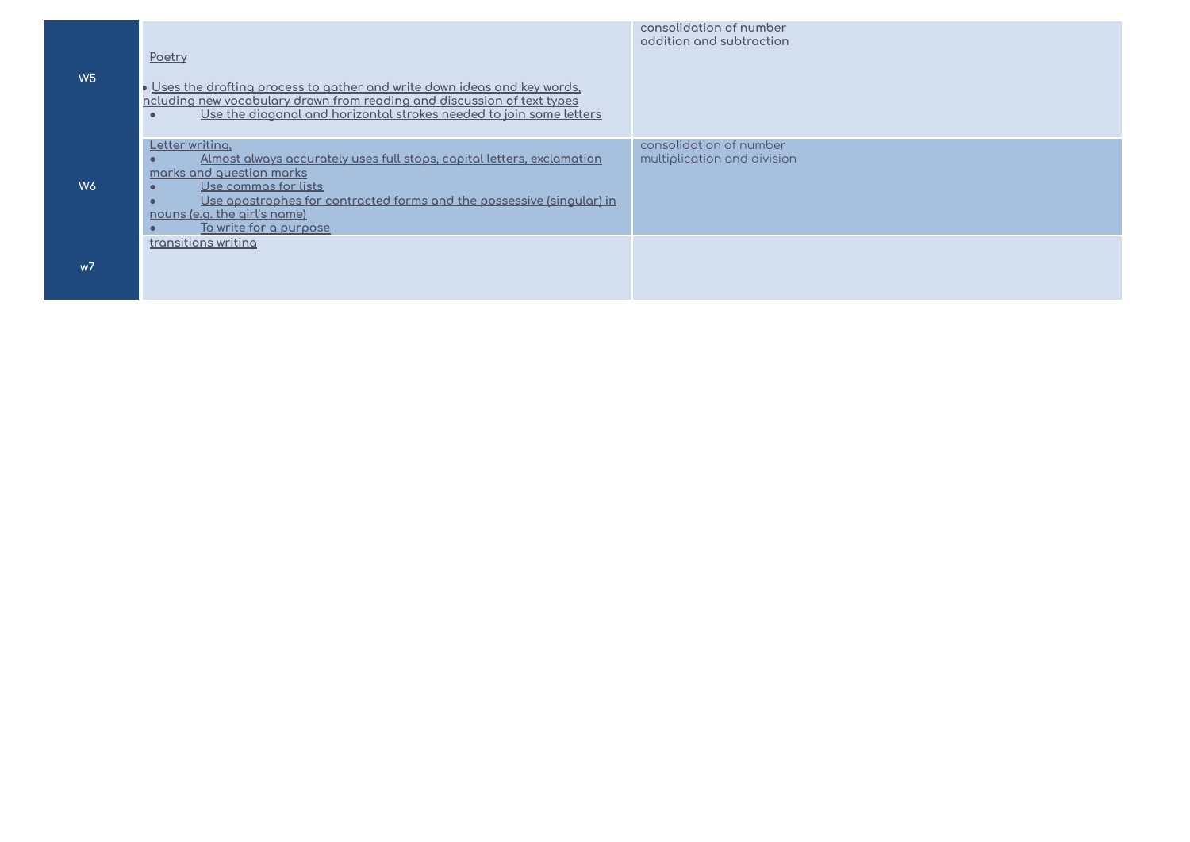| | | |
|---|---|---|
| W5 | Poetry<br><br>• Uses the drafting process to gather and write down ideas and key words, ncluding new vocabulary drawn from reading and discussion of text types<br>• Use the diagonal and horizontal strokes needed to join some letters | consolidation of number<br>addition and subtraction |
| W6 | Letter writing,<br>• Almost always accurately uses full stops, capital letters, exclamation marks and question marks<br>• Use commas for lists<br>• Use apostrophes for contracted forms and the possessive (singular) in nouns (e.g. the girl's name)<br>• To write for a purpose | consolidation of number<br>multiplication and division |
| w7 | transitions writing | |